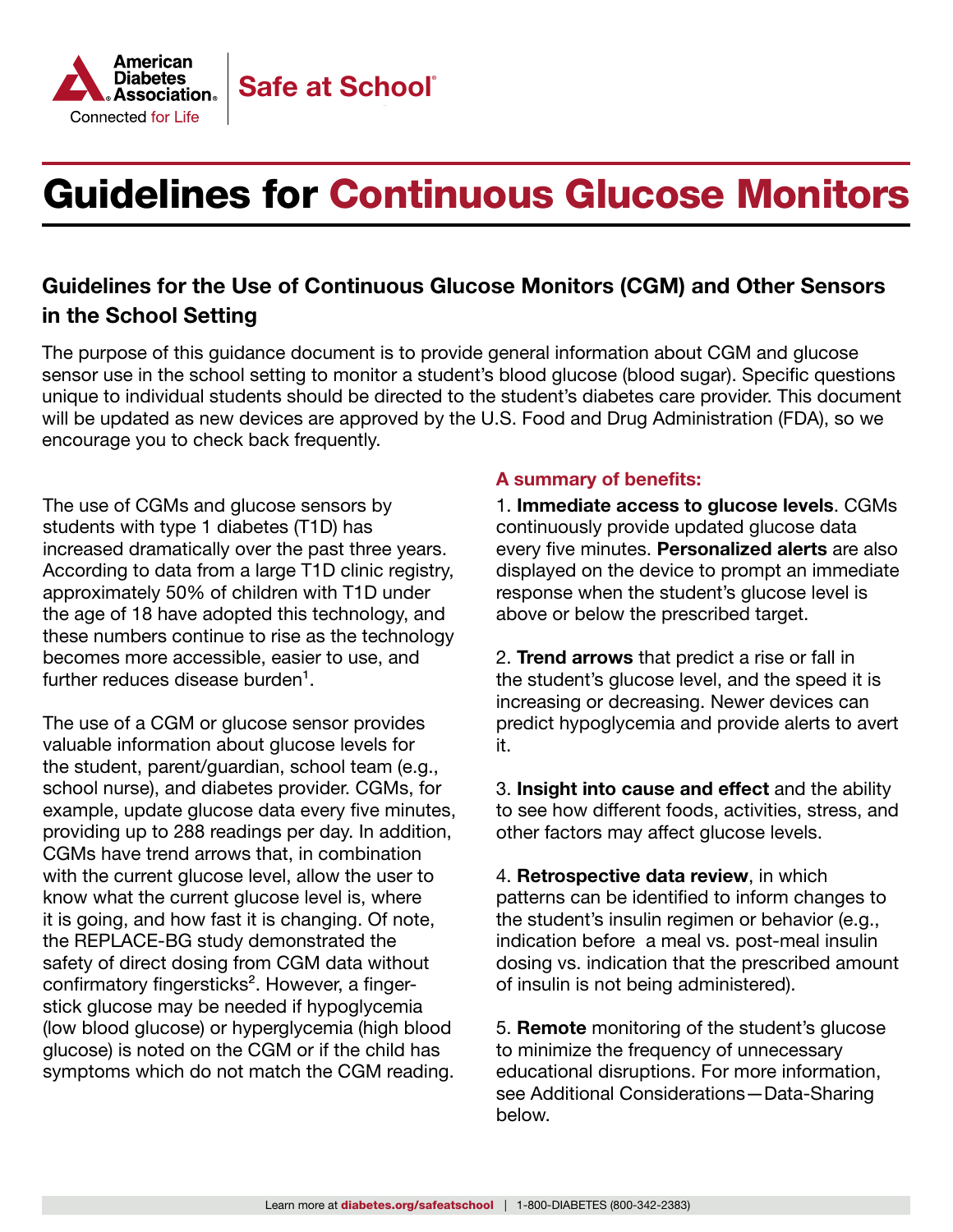# Guidelines for Continuous Glucose Monitors

## Guidelines for the Use of Continuous Glucose Monitors (CGM) and Other Sensors in the School Setting

The purpose of this guidance document is to provide general information about CGM and glucose sensor use in the school setting to monitor a student's blood glucose (blood sugar). Specific questions unique to individual students should be directed to the student's diabetes care provider. This document will be updated as new devices are approved by the U.S. Food and Drug Administration (FDA), so we encourage you to check back frequently.

The use of CGMs and glucose sensors by students with type 1 diabetes (T1D) has increased dramatically over the past three years. According to data from a large T1D clinic registry, approximately 50% of children with T1D under the age of 18 have adopted this technology, and these numbers continue to rise as the technology becomes more accessible, easier to use, and further reduces disease burden[1].

The use of a CGM or glucose sensor provides valuable information about glucose levels for the student, parent/guardian, school team (e.g., school nurse), and diabetes provider. CGMs, for example, update glucose data every five minutes, providing up to 288 readings per day. In addition, CGMs have trend arrows that, in combination with the current glucose level, allow the user to know what the current glucose level is, where it is going, and how fast it is changing. Of note, the REPLACE-BG study demonstrated the safety of direct dosing from CGM data without confirmatory fingersticks[2]. However, a finger-stick glucose may be needed if hypoglycemia (low blood glucose) or hyperglycemia (high blood glucose) is noted on the CGM or if the child has symptoms which do not match the CGM reading.

### A summary of benefits:

1. **Immediate access to glucose levels**. CGMs continuously provide updated glucose data every five minutes. **Personalized alerts** are also displayed on the device to prompt an immediate response when the student's glucose level is above or below the prescribed target.

2. **Trend arrows** that predict a rise or fall in the student's glucose level, and the speed it is increasing or decreasing. Newer devices can predict hypoglycemia and provide alerts to avert it.

3. **Insight into cause and effect** and the ability to see how different foods, activities, stress, and other factors may affect glucose levels.

4. **Retrospective data review**, in which patterns can be identified to inform changes to the student's insulin regimen or behavior (e.g., indication before a meal vs. post-meal insulin dosing vs. indication that the prescribed amount of insulin is not being administered).

5. **Remote** monitoring of the student's glucose to minimize the frequency of unnecessary educational disruptions. For more information, see Additional Considerations—Data-Sharing below.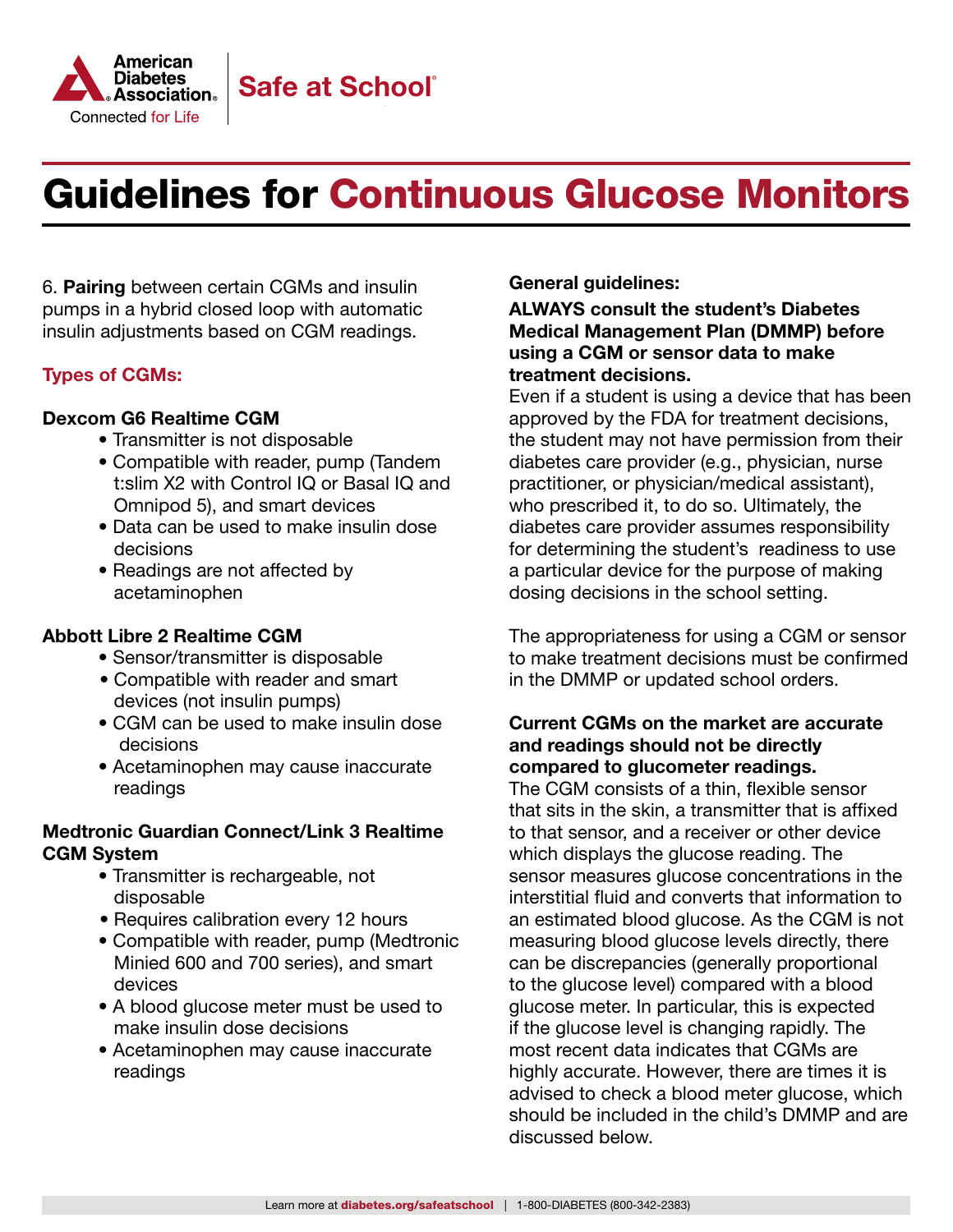# Guidelines for Continuous Glucose Monitors

6. **Pairing** between certain CGMs and insulin pumps in a hybrid closed loop with automatic insulin adjustments based on CGM readings.

## Types of CGMs:

**Dexcom G6 Realtime CGM**

- Transmitter is not disposable
- Compatible with reader, pump (Tandem t:slim X2 with Control IQ or Basal IQ and Omnipod 5), and smart devices
- Data can be used to make insulin dose decisions
- Readings are not affected by acetaminophen

**Abbott Libre 2 Realtime CGM**

- Sensor/transmitter is disposable
- Compatible with reader and smart devices (not insulin pumps)
- CGM can be used to make insulin dose decisions
- Acetaminophen may cause inaccurate readings

**Medtronic Guardian Connect/Link 3 Realtime CGM System**

- Transmitter is rechargeable, not disposable
- Requires calibration every 12 hours
- Compatible with reader, pump (Medtronic Minied 600 and 700 series), and smart devices
- A blood glucose meter must be used to make insulin dose decisions
- Acetaminophen may cause inaccurate readings

**General guidelines:**

**ALWAYS consult the student's Diabetes Medical Management Plan (DMMP) before using a CGM or sensor data to make treatment decisions.**

Even if a student is using a device that has been approved by the FDA for treatment decisions, the student may not have permission from their diabetes care provider (e.g., physician, nurse practitioner, or physician/medical assistant), who prescribed it, to do so. Ultimately, the diabetes care provider assumes responsibility for determining the student's readiness to use a particular device for the purpose of making dosing decisions in the school setting.

The appropriateness for using a CGM or sensor to make treatment decisions must be confirmed in the DMMP or updated school orders.

**Current CGMs on the market are accurate and readings should not be directly compared to glucometer readings.**

The CGM consists of a thin, flexible sensor that sits in the skin, a transmitter that is affixed to that sensor, and a receiver or other device which displays the glucose reading. The sensor measures glucose concentrations in the interstitial fluid and converts that information to an estimated blood glucose. As the CGM is not measuring blood glucose levels directly, there can be discrepancies (generally proportional to the glucose level) compared with a blood glucose meter. In particular, this is expected if the glucose level is changing rapidly. The most recent data indicates that CGMs are highly accurate. However, there are times it is advised to check a blood meter glucose, which should be included in the child's DMMP and are discussed below.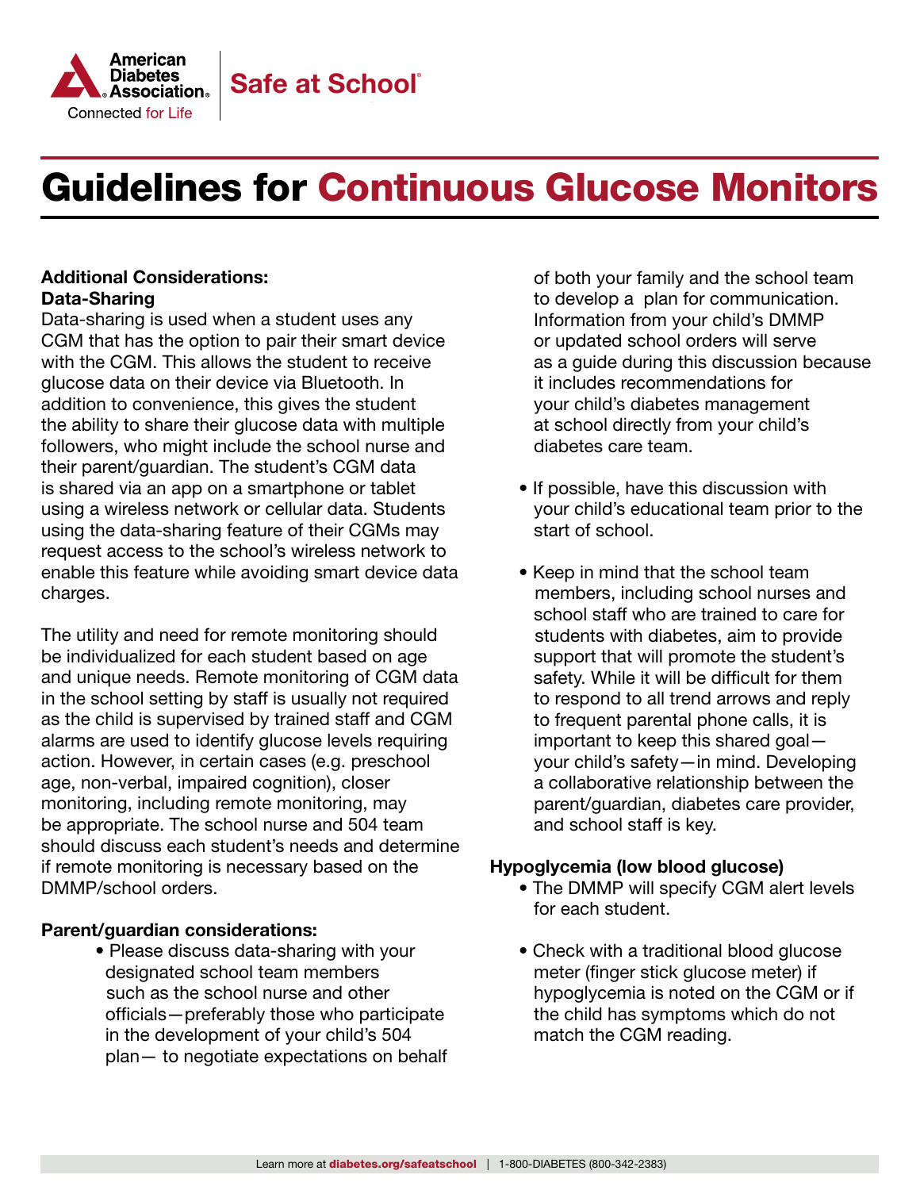# Guidelines for Continuous Glucose Monitors

**Additional Considerations:**
**Data-Sharing**

Data-sharing is used when a student uses any CGM that has the option to pair their smart device with the CGM. This allows the student to receive glucose data on their device via Bluetooth. In addition to convenience, this gives the student the ability to share their glucose data with multiple followers, who might include the school nurse and their parent/guardian. The student's CGM data is shared via an app on a smartphone or tablet using a wireless network or cellular data. Students using the data-sharing feature of their CGMs may request access to the school's wireless network to enable this feature while avoiding smart device data charges.

The utility and need for remote monitoring should be individualized for each student based on age and unique needs. Remote monitoring of CGM data in the school setting by staff is usually not required as the child is supervised by trained staff and CGM alarms are used to identify glucose levels requiring action. However, in certain cases (e.g. preschool age, non-verbal, impaired cognition), closer monitoring, including remote monitoring, may be appropriate. The school nurse and 504 team should discuss each student's needs and determine if remote monitoring is necessary based on the DMMP/school orders.

**Parent/guardian considerations:**

- Please discuss data-sharing with your designated school team members such as the school nurse and other officials—preferably those who participate in the development of your child's 504 plan— to negotiate expectations on behalf of both your family and the school team to develop a plan for communication. Information from your child's DMMP or updated school orders will serve as a guide during this discussion because it includes recommendations for your child's diabetes management at school directly from your child's diabetes care team.
- If possible, have this discussion with your child's educational team prior to the start of school.
- Keep in mind that the school team members, including school nurses and school staff who are trained to care for students with diabetes, aim to provide support that will promote the student's safety. While it will be difficult for them to respond to all trend arrows and reply to frequent parental phone calls, it is important to keep this shared goal—your child's safety—in mind. Developing a collaborative relationship between the parent/guardian, diabetes care provider, and school staff is key.

**Hypoglycemia (low blood glucose)**

- The DMMP will specify CGM alert levels for each student.
- Check with a traditional blood glucose meter (finger stick glucose meter) if hypoglycemia is noted on the CGM or if the child has symptoms which do not match the CGM reading.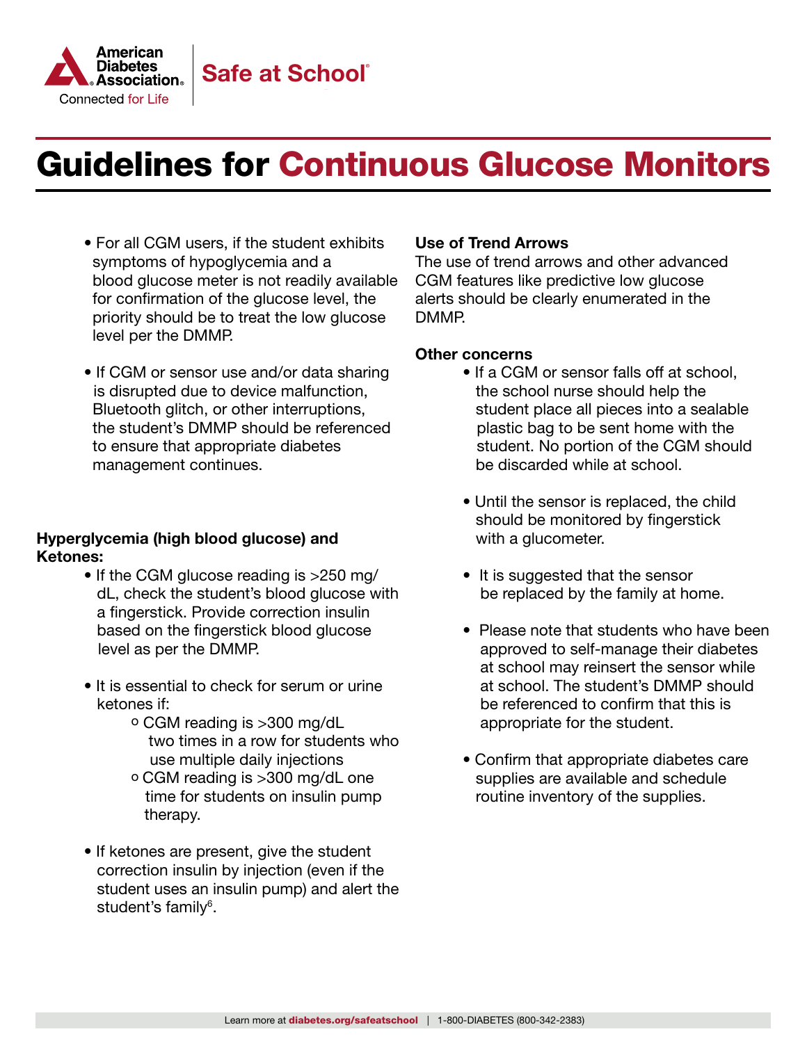# Guidelines for Continuous Glucose Monitors

- For all CGM users, if the student exhibits symptoms of hypoglycemia and a blood glucose meter is not readily available for confirmation of the glucose level, the priority should be to treat the low glucose level per the DMMP.

- If CGM or sensor use and/or data sharing is disrupted due to device malfunction, Bluetooth glitch, or other interruptions, the student's DMMP should be referenced to ensure that appropriate diabetes management continues.

**Hyperglycemia (high blood glucose) and Ketones:**

- If the CGM glucose reading is >250 mg/dL, check the student's blood glucose with a fingerstick. Provide correction insulin based on the fingerstick blood glucose level as per the DMMP.

- It is essential to check for serum or urine ketones if:
  - CGM reading is >300 mg/dL two times in a row for students who use multiple daily injections
  - CGM reading is >300 mg/dL one time for students on insulin pump therapy.

- If ketones are present, give the student correction insulin by injection (even if the student uses an insulin pump) and alert the student's family[6].

**Use of Trend Arrows**

The use of trend arrows and other advanced CGM features like predictive low glucose alerts should be clearly enumerated in the DMMP.

**Other concerns**

- If a CGM or sensor falls off at school, the school nurse should help the student place all pieces into a sealable plastic bag to be sent home with the student. No portion of the CGM should be discarded while at school.

- Until the sensor is replaced, the child should be monitored by fingerstick with a glucometer.

- It is suggested that the sensor be replaced by the family at home.

- Please note that students who have been approved to self-manage their diabetes at school may reinsert the sensor while at school. The student's DMMP should be referenced to confirm that this is appropriate for the student.

- Confirm that appropriate diabetes care supplies are available and schedule routine inventory of the supplies.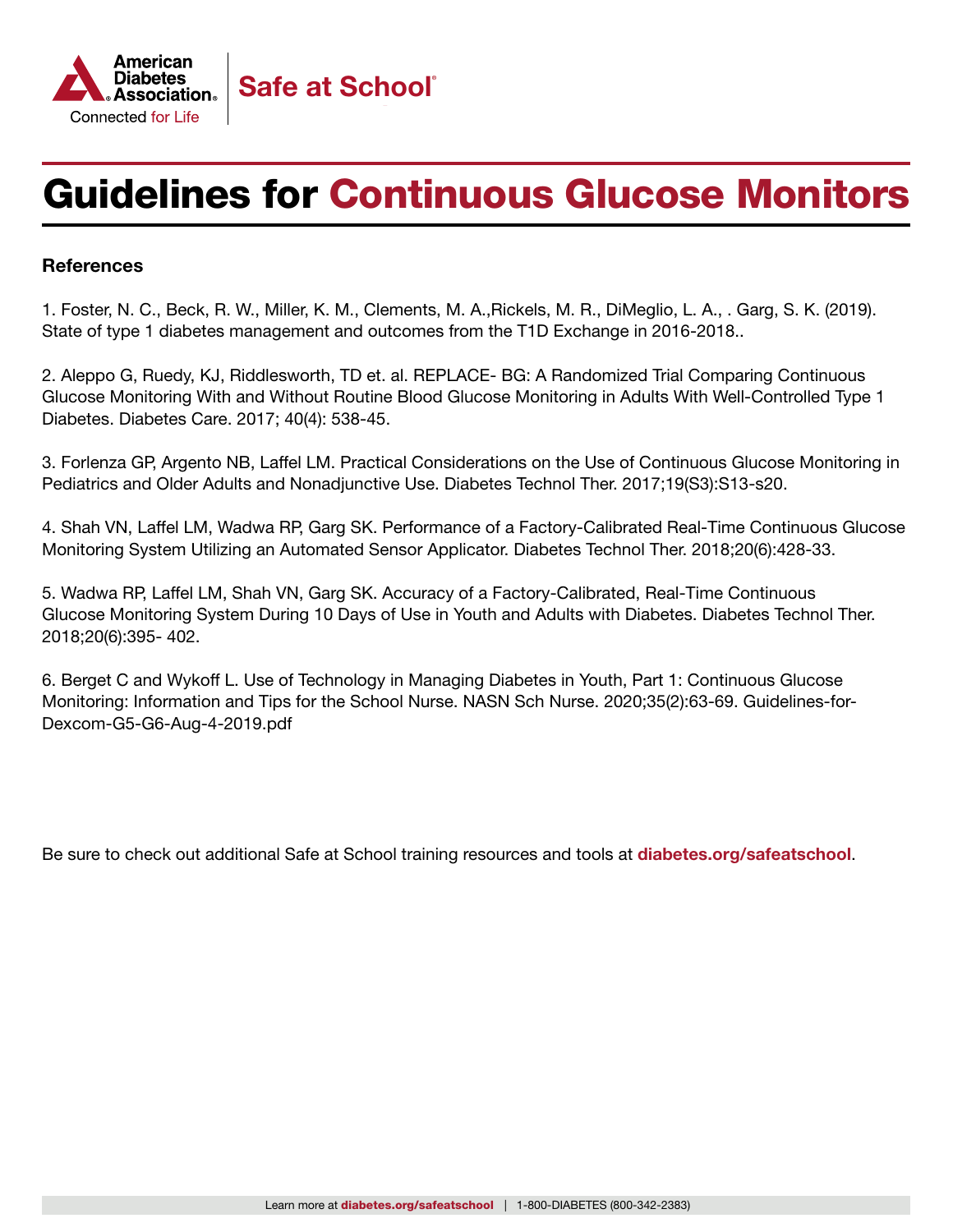# Guidelines for Continuous Glucose Monitors

## References

1. Foster, N. C., Beck, R. W., Miller, K. M., Clements, M. A.,Rickels, M. R., DiMeglio, L. A., . Garg, S. K. (2019). State of type 1 diabetes management and outcomes from the T1D Exchange in 2016-2018..

2. Aleppo G, Ruedy, KJ, Riddlesworth, TD et. al. REPLACE- BG: A Randomized Trial Comparing Continuous Glucose Monitoring With and Without Routine Blood Glucose Monitoring in Adults With Well-Controlled Type 1 Diabetes. Diabetes Care. 2017; 40(4): 538-45.

3. Forlenza GP, Argento NB, Laffel LM. Practical Considerations on the Use of Continuous Glucose Monitoring in Pediatrics and Older Adults and Nonadjunctive Use. Diabetes Technol Ther. 2017;19(S3):S13-s20.

4. Shah VN, Laffel LM, Wadwa RP, Garg SK. Performance of a Factory-Calibrated Real-Time Continuous Glucose Monitoring System Utilizing an Automated Sensor Applicator. Diabetes Technol Ther. 2018;20(6):428-33.

5. Wadwa RP, Laffel LM, Shah VN, Garg SK. Accuracy of a Factory-Calibrated, Real-Time Continuous Glucose Monitoring System During 10 Days of Use in Youth and Adults with Diabetes. Diabetes Technol Ther. 2018;20(6):395- 402.

6. Berget C and Wykoff L. Use of Technology in Managing Diabetes in Youth, Part 1: Continuous Glucose Monitoring: Information and Tips for the School Nurse. NASN Sch Nurse. 2020;35(2):63-69. Guidelines-for-Dexcom-G5-G6-Aug-4-2019.pdf

Be sure to check out additional Safe at School training resources and tools at **diabetes.org/safeatschool**.